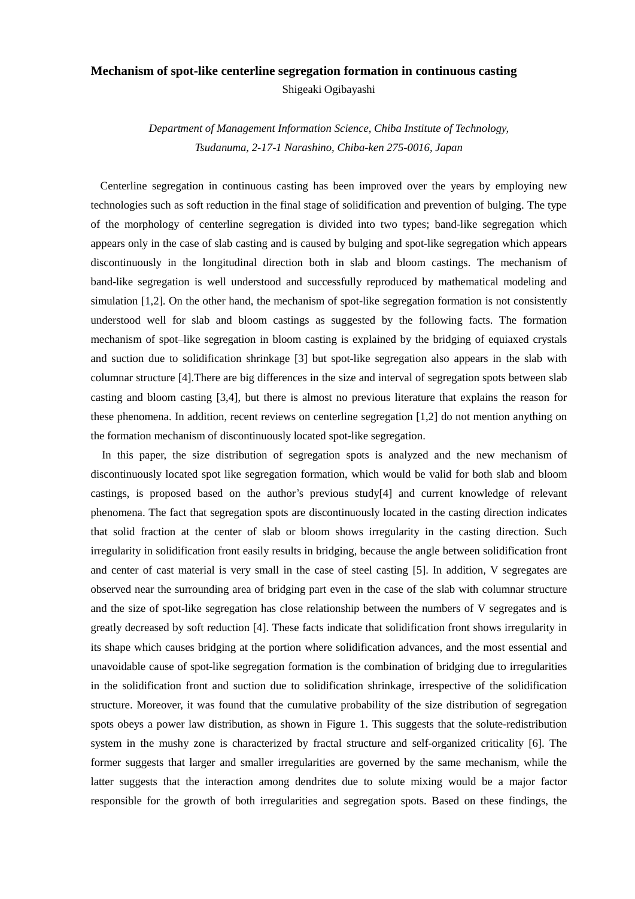# Mechanism of spot-like centerline segregation formation in continuous casting

Shigeaki Ogibayashi

*Department of Management Information Science, Chiba Institute of Technology, Tsudanuma, 2-17-1 Narashino, Chiba-ken 275-0016, Japan*

Centerline segregation in continuous casting has been improved over the years by employing new technologies such as soft reduction in the final stage of solidification and prevention of bulging. The type of the morphology of centerline segregation is divided into two types; band-like segregation which appears only in the case of slab casting and is caused by bulging and spot-like segregation which appears discontinuously in the longitudinal direction both in slab and bloom castings. The mechanism of band-like segregation is well understood and successfully reproduced by mathematical modeling and simulation [1,2]. On the other hand, the mechanism of spot-like segregation formation is not consistently understood well for slab and bloom castings as suggested by the following facts. The formation mechanism of spot–like segregation in bloom casting is explained by the bridging of equiaxed crystals and suction due to solidification shrinkage [3] but spot-like segregation also appears in the slab with columnar structure [4].There are big differences in the size and interval of segregation spots between slab casting and bloom casting [3,4], but there is almost no previous literature that explains the reason for these phenomena. In addition, recent reviews on centerline segregation [1,2] do not mention anything on the formation mechanism of discontinuously located spot-like segregation.

In this paper, the size distribution of segregation spots is analyzed and the new mechanism of discontinuously located spot like segregation formation, which would be valid for both slab and bloom castings, is proposed based on the author's previous study[4] and current knowledge of relevant phenomena. The fact that segregation spots are discontinuously located in the casting direction indicates that solid fraction at the center of slab or bloom shows irregularity in the casting direction. Such irregularity in solidification front easily results in bridging, because the angle between solidification front and center of cast material is very small in the case of steel casting [5]. In addition, V segregates are observed near the surrounding area of bridging part even in the case of the slab with columnar structure and the size of spot-like segregation has close relationship between the numbers of V segregates and is greatly decreased by soft reduction [4]. These facts indicate that solidification front shows irregularity in its shape which causes bridging at the portion where solidification advances, and the most essential and unavoidable cause of spot-like segregation formation is the combination of bridging due to irregularities in the solidification front and suction due to solidification shrinkage, irrespective of the solidification structure. Moreover, it was found that the cumulative probability of the size distribution of segregation spots obeys a power law distribution, as shown in Figure 1. This suggests that the solute-redistribution system in the mushy zone is characterized by fractal structure and self-organized criticality [6]. The former suggests that larger and smaller irregularities are governed by the same mechanism, while the latter suggests that the interaction among dendrites due to solute mixing would be a major factor responsible for the growth of both irregularities and segregation spots. Based on these findings, the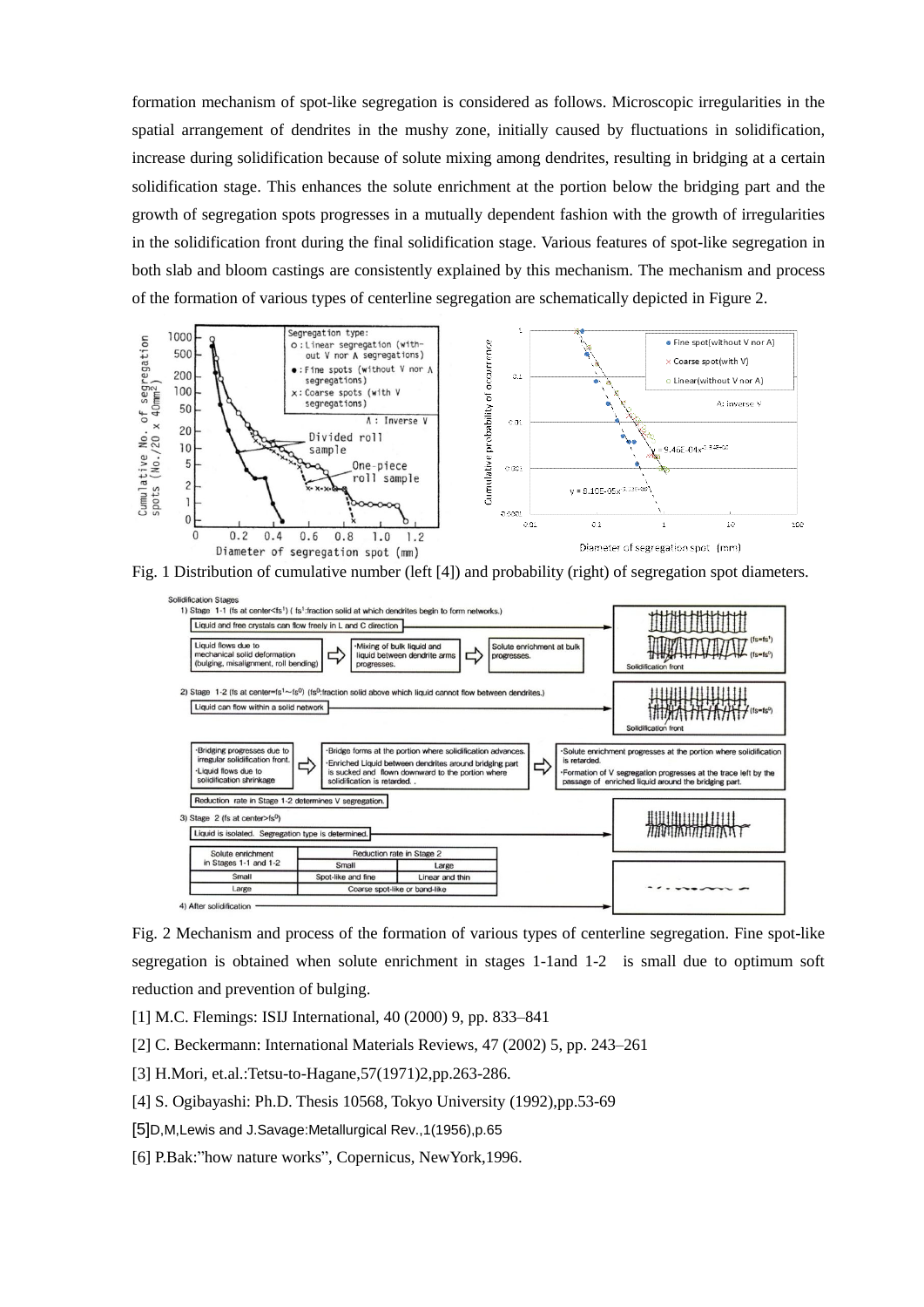formation mechanism of spot-like segregation is considered as follows. Microscopic irregularities in the spatial arrangement of dendrites in the mushy zone, initially caused by fluctuations in solidification, increase during solidification because of solute mixing among dendrites, resulting in bridging at a certain solidification stage. This enhances the solute enrichment at the portion below the bridging part and the growth of segregation spots progresses in a mutually dependent fashion with the growth of irregularities in the solidification front during the final solidification stage. Various features of spot-like segregation in both slab and bloom castings are consistently explained by this mechanism. The mechanism and process of the formation of various types of centerline segregation are schematically depicted in Figure 2.

Segregation type:
○ : Linear segregation (without V nor Λ segregations)
● : Fine spots (without V nor Λ segregations)
× : Coarse spots (with V segregations)
Λ : Inverse V

Divided roll sample

One-piece roll sample

Cumulative No. of segregation spots (No./20 x 40mm²)

1000, 500, 200, 100, 50, 20, 10, 5, 2, 1, 0

0, 0.2, 0.4, 0.6, 0.8, 1.0, 1.2

Diameter of segregation spot (mm)

● Fine spot(without V nor A)

× Coarse spot(with V)

○ Linear(without V nor A)

A: inverse V

y = 9.46E-04x

y = 8.10E-05x

Cumulative probability of occurrence

1, 0.1, 0.01, 0.001, 0.0001

0.01, 0.1, 1, 10, 100

Diameter of segregation spot (mm)

Fig. 1 Distribution of cumulative number (left [4]) and probability (right) of segregation spot diameters.

Solidification Stages

1) Stage 1-1 (fs at center<fs[1]) ( fs[1]:fraction solid at which dendrites begin to form networks.)

Liquid and free crystals can flow freely in L and C direction

Liquid flows due to mechanical solid deformation (bulging, misalignment, roll bending) ⇨ ・Mixing of bulk liquid and liquid between dendrite arms progresses. ⇨ Solute enrichment at bulk progresses.

(fs=fs[1]) (fs=fs[0]) Solidification front

2) Stage 1-2 (fs at center=fs[1]~fs[0]) (fs[0]:fraction solid above which liquid cannot flow between dendrites.)

Liquid can flow within a solid network

(fs=fs[0]) Solidification front

・Bridging progresses due to irregular solidification front. ・Liquid flows due to solidification shrinkage ⇨ ・Bridge forms at the portion where solidification advances. ・Enriched Liquid between dendrites around bridging part is sucked and flown downward to the portion where solidification is retarded. ⇨ ・Solute enrichment progresses at the portion where solidification is retarded. ・Formation of V segregation progresses at the trace left by the passage of enriched liquid around the bridging part.

Reduction rate in Stage 1-2 determines V segregation.

3) Stage 2 (fs at center>fs[0])

Liquid is isolated. Segregation type is determined.

| Solute enrichment in Stages 1-1 and 1-2 | Reduction rate in Stage 2 | |
|---|---|---|
| | Small | Large |
| Small | Spot-like and fine | Linear and thin |
| Large | Coarse spot-like or band-like | |

4) After solidification

Fig. 2 Mechanism and process of the formation of various types of centerline segregation. Fine spot-like segregation is obtained when solute enrichment in stages 1-1and 1-2 is small due to optimum soft reduction and prevention of bulging.

[1] M.C. Flemings: ISIJ International, 40 (2000) 9, pp. 833–841

[2] C. Beckermann: International Materials Reviews, 47 (2002) 5, pp. 243–261

[3] H.Mori, et.al.:Tetsu-to-Hagane,57(1971)2,pp.263-286.

[4] S. Ogibayashi: Ph.D. Thesis 10568, Tokyo University (1992),pp.53-69

[5]D,M,Lewis and J.Savage:Metallurgical Rev.,1(1956),p.65

[6] P.Bak:"how nature works", Copernicus, NewYork,1996.